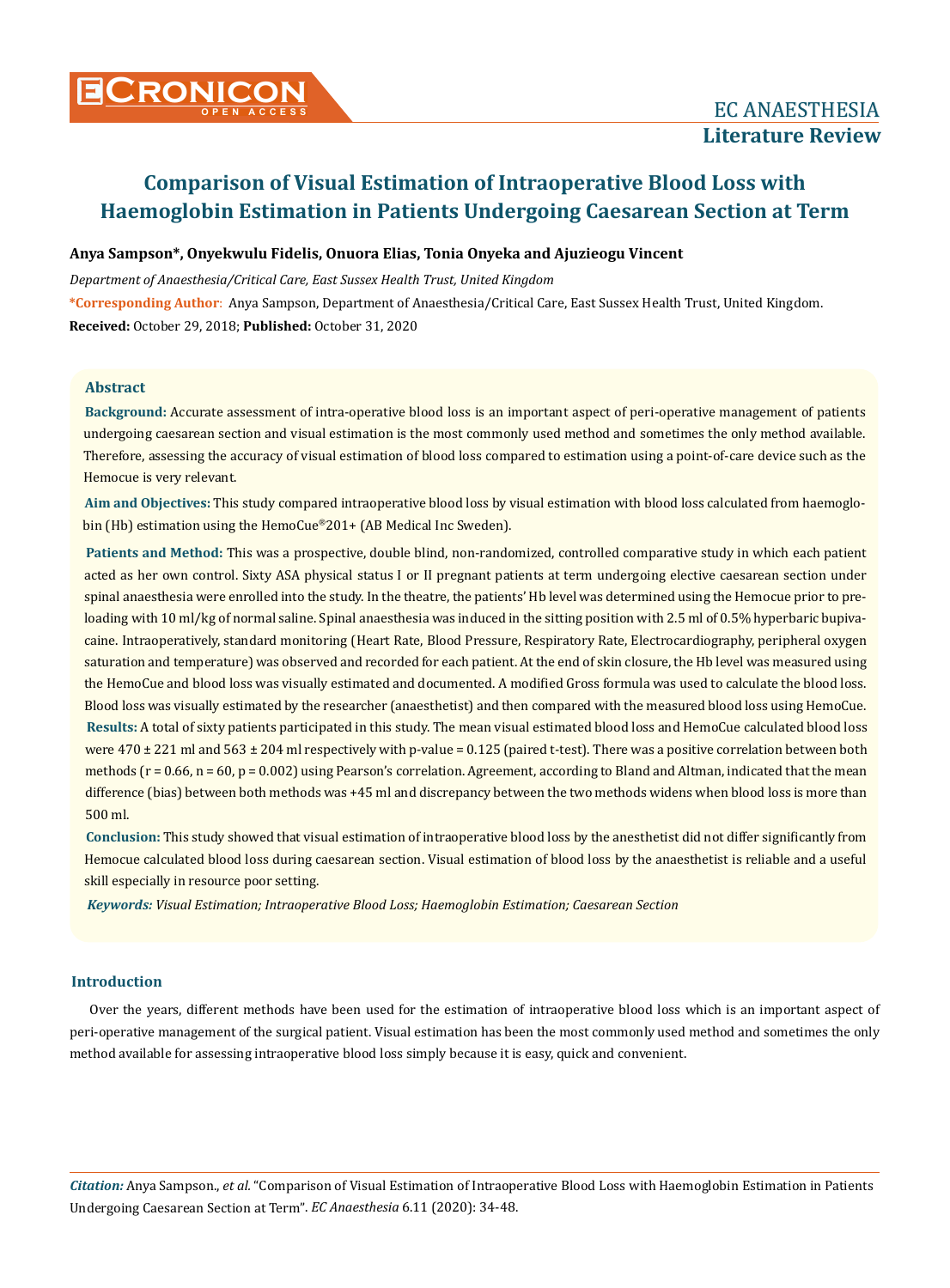# Comparison of Visual Estimation of Intraoperative Blood Loss with Haemoglobin Estimation in Patients Undergoing Caesarean Section at Term

**Anya Sampson\*, Onyekwulu Fidelis, Onuora Elias, Tonia Onyeka and Ajuzieogu Vincent**

*Department of Anaesthesia/Critical Care, East Sussex Health Trust, United Kingdom*

**\*Corresponding Author**: Anya Sampson, Department of Anaesthesia/Critical Care, East Sussex Health Trust, United Kingdom.

**Received:** October 29, 2018; **Published:** October 31, 2020

## Abstract

**Background:** Accurate assessment of intra-operative blood loss is an important aspect of peri-operative management of patients undergoing caesarean section and visual estimation is the most commonly used method and sometimes the only method available. Therefore, assessing the accuracy of visual estimation of blood loss compared to estimation using a point-of-care device such as the Hemocue is very relevant.

**Aim and Objectives:** This study compared intraoperative blood loss by visual estimation with blood loss calculated from haemoglobin (Hb) estimation using the HemoCue®201+ (AB Medical Inc Sweden).

**Patients and Method:** This was a prospective, double blind, non-randomized, controlled comparative study in which each patient acted as her own control. Sixty ASA physical status I or II pregnant patients at term undergoing elective caesarean section under spinal anaesthesia were enrolled into the study. In the theatre, the patients' Hb level was determined using the Hemocue prior to preloading with 10 ml/kg of normal saline. Spinal anaesthesia was induced in the sitting position with 2.5 ml of 0.5% hyperbaric bupivacaine. Intraoperatively, standard monitoring (Heart Rate, Blood Pressure, Respiratory Rate, Electrocardiography, peripheral oxygen saturation and temperature) was observed and recorded for each patient. At the end of skin closure, the Hb level was measured using the HemoCue and blood loss was visually estimated and documented. A modified Gross formula was used to calculate the blood loss. Blood loss was visually estimated by the researcher (anaesthetist) and then compared with the measured blood loss using HemoCue.

**Results:** A total of sixty patients participated in this study. The mean visual estimated blood loss and HemoCue calculated blood loss were 470 ± 221 ml and 563 ± 204 ml respectively with p-value = 0.125 (paired t-test). There was a positive correlation between both methods (r = 0.66, n = 60, p = 0.002) using Pearson's correlation. Agreement, according to Bland and Altman, indicated that the mean difference (bias) between both methods was +45 ml and discrepancy between the two methods widens when blood loss is more than 500 ml.

**Conclusion:** This study showed that visual estimation of intraoperative blood loss by the anesthetist did not differ significantly from Hemocue calculated blood loss during caesarean section. Visual estimation of blood loss by the anaesthetist is reliable and a useful skill especially in resource poor setting.

***Keywords:*** *Visual Estimation; Intraoperative Blood Loss; Haemoglobin Estimation; Caesarean Section*

## Introduction

Over the years, different methods have been used for the estimation of intraoperative blood loss which is an important aspect of peri-operative management of the surgical patient. Visual estimation has been the most commonly used method and sometimes the only method available for assessing intraoperative blood loss simply because it is easy, quick and convenient.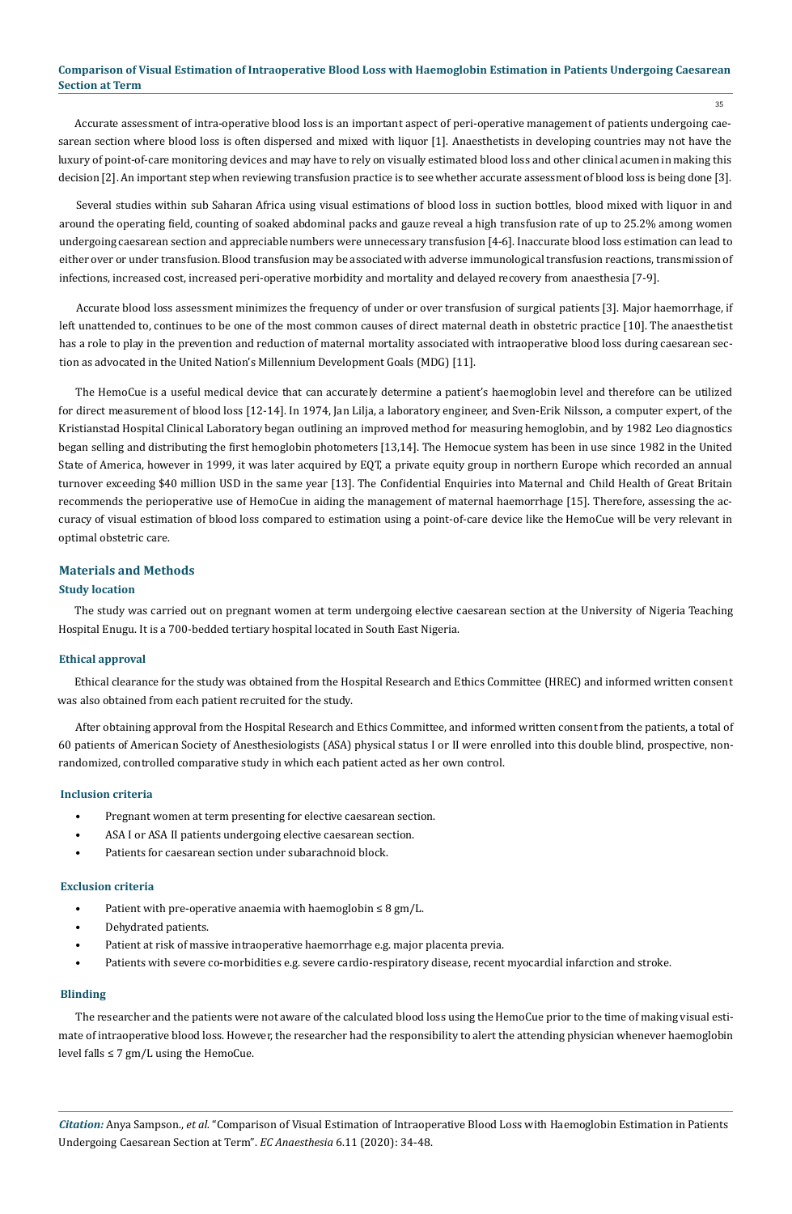Accurate assessment of intra-operative blood loss is an important aspect of peri-operative management of patients undergoing caesarean section where blood loss is often dispersed and mixed with liquor [1]. Anaesthetists in developing countries may not have the luxury of point-of-care monitoring devices and may have to rely on visually estimated blood loss and other clinical acumen in making this decision [2]. An important step when reviewing transfusion practice is to see whether accurate assessment of blood loss is being done [3].

Several studies within sub Saharan Africa using visual estimations of blood loss in suction bottles, blood mixed with liquor in and around the operating field, counting of soaked abdominal packs and gauze reveal a high transfusion rate of up to 25.2% among women undergoing caesarean section and appreciable numbers were unnecessary transfusion [4-6]. Inaccurate blood loss estimation can lead to either over or under transfusion. Blood transfusion may be associated with adverse immunological transfusion reactions, transmission of infections, increased cost, increased peri-operative morbidity and mortality and delayed recovery from anaesthesia [7-9].

Accurate blood loss assessment minimizes the frequency of under or over transfusion of surgical patients [3]. Major haemorrhage, if left unattended to, continues to be one of the most common causes of direct maternal death in obstetric practice [10]. The anaesthetist has a role to play in the prevention and reduction of maternal mortality associated with intraoperative blood loss during caesarean section as advocated in the United Nation's Millennium Development Goals (MDG) [11].

The HemoCue is a useful medical device that can accurately determine a patient's haemoglobin level and therefore can be utilized for direct measurement of blood loss [12-14]. In 1974, Jan Lilja, a laboratory engineer, and Sven-Erik Nilsson, a computer expert, of the Kristianstad Hospital Clinical Laboratory began outlining an improved method for measuring hemoglobin, and by 1982 Leo diagnostics began selling and distributing the first hemoglobin photometers [13,14]. The Hemocue system has been in use since 1982 in the United State of America, however in 1999, it was later acquired by EQT, a private equity group in northern Europe which recorded an annual turnover exceeding $40 million USD in the same year [13]. The Confidential Enquiries into Maternal and Child Health of Great Britain recommends the perioperative use of HemoCue in aiding the management of maternal haemorrhage [15]. Therefore, assessing the accuracy of visual estimation of blood loss compared to estimation using a point-of-care device like the HemoCue will be very relevant in optimal obstetric care.

## Materials and Methods

### Study location

The study was carried out on pregnant women at term undergoing elective caesarean section at the University of Nigeria Teaching Hospital Enugu. It is a 700-bedded tertiary hospital located in South East Nigeria.

### Ethical approval

Ethical clearance for the study was obtained from the Hospital Research and Ethics Committee (HREC) and informed written consent was also obtained from each patient recruited for the study.

After obtaining approval from the Hospital Research and Ethics Committee, and informed written consent from the patients, a total of 60 patients of American Society of Anesthesiologists (ASA) physical status I or II were enrolled into this double blind, prospective, non-randomized, controlled comparative study in which each patient acted as her own control.

### Inclusion criteria

- Pregnant women at term presenting for elective caesarean section.
- ASA I or ASA II patients undergoing elective caesarean section.
- Patients for caesarean section under subarachnoid block.

### Exclusion criteria

- Patient with pre-operative anaemia with haemoglobin ≤ 8 gm/L.
- Dehydrated patients.
- Patient at risk of massive intraoperative haemorrhage e.g. major placenta previa.
- Patients with severe co-morbidities e.g. severe cardio-respiratory disease, recent myocardial infarction and stroke.

### Blinding

The researcher and the patients were not aware of the calculated blood loss using the HemoCue prior to the time of making visual estimate of intraoperative blood loss. However, the researcher had the responsibility to alert the attending physician whenever haemoglobin level falls ≤ 7 gm/L using the HemoCue.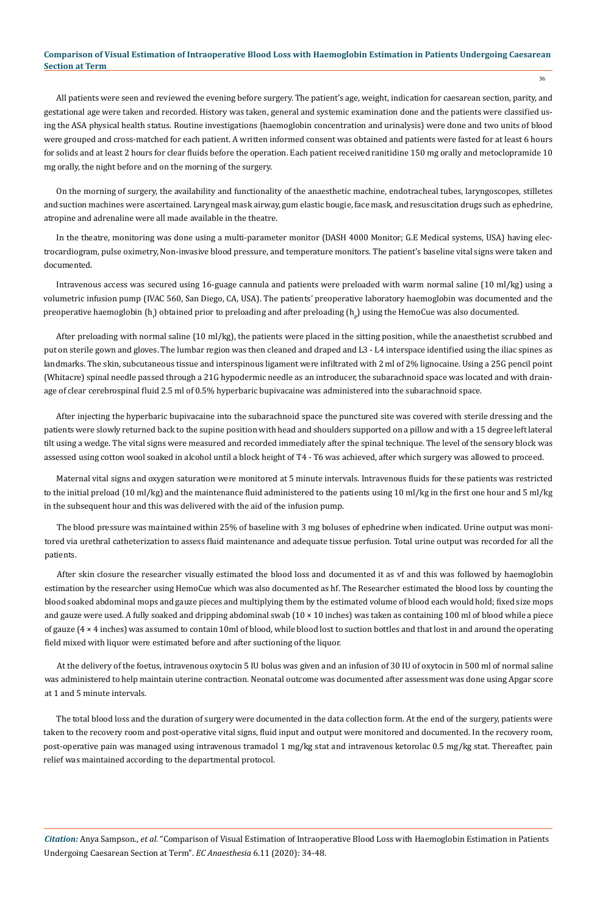All patients were seen and reviewed the evening before surgery. The patient's age, weight, indication for caesarean section, parity, and gestational age were taken and recorded. History was taken, general and systemic examination done and the patients were classified using the ASA physical health status. Routine investigations (haemoglobin concentration and urinalysis) were done and two units of blood were grouped and cross-matched for each patient. A written informed consent was obtained and patients were fasted for at least 6 hours for solids and at least 2 hours for clear fluids before the operation. Each patient received ranitidine 150 mg orally and metoclopramide 10 mg orally, the night before and on the morning of the surgery.

On the morning of surgery, the availability and functionality of the anaesthetic machine, endotracheal tubes, laryngoscopes, stilletes and suction machines were ascertained. Laryngeal mask airway, gum elastic bougie, face mask, and resuscitation drugs such as ephedrine, atropine and adrenaline were all made available in the theatre.

In the theatre, monitoring was done using a multi-parameter monitor (DASH 4000 Monitor; G.E Medical systems, USA) having electrocardiogram, pulse oximetry, Non-invasive blood pressure, and temperature monitors. The patient's baseline vital signs were taken and documented.

Intravenous access was secured using 16-guage cannula and patients were preloaded with warm normal saline (10 ml/kg) using a volumetric infusion pump (IVAC 560, San Diego, CA, USA). The patients' preoperative laboratory haemoglobin was documented and the preoperative haemoglobin ($h_i$) obtained prior to preloading and after preloading ($h_p$) using the HemoCue was also documented.

After preloading with normal saline (10 ml/kg), the patients were placed in the sitting position, while the anaesthetist scrubbed and put on sterile gown and gloves. The lumbar region was then cleaned and draped and L3 - L4 interspace identified using the iliac spines as landmarks. The skin, subcutaneous tissue and interspinous ligament were infiltrated with 2 ml of 2% lignocaine. Using a 25G pencil point (Whitacre) spinal needle passed through a 21G hypodermic needle as an introducer, the subarachnoid space was located and with drainage of clear cerebrospinal fluid 2.5 ml of 0.5% hyperbaric bupivacaine was administered into the subarachnoid space.

After injecting the hyperbaric bupivacaine into the subarachnoid space the punctured site was covered with sterile dressing and the patients were slowly returned back to the supine position with head and shoulders supported on a pillow and with a 15 degree left lateral tilt using a wedge. The vital signs were measured and recorded immediately after the spinal technique. The level of the sensory block was assessed using cotton wool soaked in alcohol until a block height of T4 - T6 was achieved, after which surgery was allowed to proceed.

Maternal vital signs and oxygen saturation were monitored at 5 minute intervals. Intravenous fluids for these patients was restricted to the initial preload (10 ml/kg) and the maintenance fluid administered to the patients using 10 ml/kg in the first one hour and 5 ml/kg in the subsequent hour and this was delivered with the aid of the infusion pump.

The blood pressure was maintained within 25% of baseline with 3 mg boluses of ephedrine when indicated. Urine output was monitored via urethral catheterization to assess fluid maintenance and adequate tissue perfusion. Total urine output was recorded for all the patients.

After skin closure the researcher visually estimated the blood loss and documented it as vf and this was followed by haemoglobin estimation by the researcher using HemoCue which was also documented as hf. The Researcher estimated the blood loss by counting the blood soaked abdominal mops and gauze pieces and multiplying them by the estimated volume of blood each would hold; fixed size mops and gauze were used. A fully soaked and dripping abdominal swab (10 × 10 inches) was taken as containing 100 ml of blood while a piece of gauze (4 × 4 inches) was assumed to contain 10ml of blood, while blood lost to suction bottles and that lost in and around the operating field mixed with liquor were estimated before and after suctioning of the liquor.

At the delivery of the foetus, intravenous oxytocin 5 IU bolus was given and an infusion of 30 IU of oxytocin in 500 ml of normal saline was administered to help maintain uterine contraction. Neonatal outcome was documented after assessment was done using Apgar score at 1 and 5 minute intervals.

The total blood loss and the duration of surgery were documented in the data collection form. At the end of the surgery, patients were taken to the recovery room and post-operative vital signs, fluid input and output were monitored and documented. In the recovery room, post-operative pain was managed using intravenous tramadol 1 mg/kg stat and intravenous ketorolac 0.5 mg/kg stat. Thereafter, pain relief was maintained according to the departmental protocol.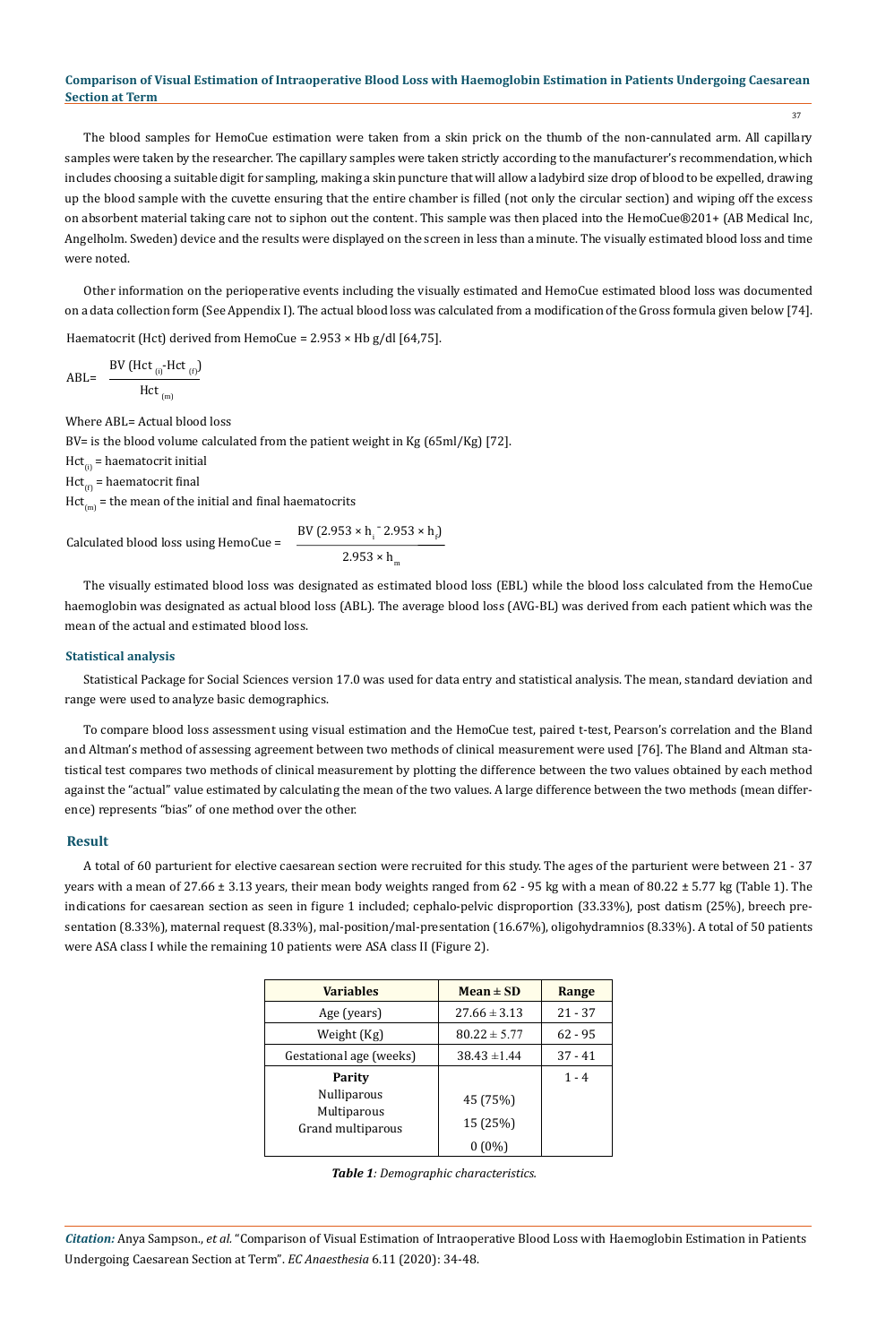The blood samples for HemoCue estimation were taken from a skin prick on the thumb of the non-cannulated arm. All capillary samples were taken by the researcher. The capillary samples were taken strictly according to the manufacturer's recommendation, which includes choosing a suitable digit for sampling, making a skin puncture that will allow a ladybird size drop of blood to be expelled, drawing up the blood sample with the cuvette ensuring that the entire chamber is filled (not only the circular section) and wiping off the excess on absorbent material taking care not to siphon out the content. This sample was then placed into the HemoCue®201+ (AB Medical Inc, Angelholm. Sweden) device and the results were displayed on the screen in less than a minute. The visually estimated blood loss and time were noted.

Other information on the perioperative events including the visually estimated and HemoCue estimated blood loss was documented on a data collection form (See Appendix I). The actual blood loss was calculated from a modification of the Gross formula given below [74].

Haematocrit (Hct) derived from HemoCue = 2.953 × Hb g/dl [64,75].

$$ABL = \frac{BV\ (Hct_{(i)} - Hct_{(f)})}{Hct_{(m)}}$$

Where ABL= Actual blood loss

BV= is the blood volume calculated from the patient weight in Kg (65ml/Kg) [72].

$Hct_{(i)}$ = haematocrit initial

$Hct_{(f)}$ = haematocrit final

$Hct_{(m)}$ = the mean of the initial and final haematocrits

$$\text{Calculated blood loss using HemoCue} = \frac{BV\ (2.953 \times h_i - 2.953 \times h_f)}{2.953 \times h_m}$$

The visually estimated blood loss was designated as estimated blood loss (EBL) while the blood loss calculated from the HemoCue haemoglobin was designated as actual blood loss (ABL). The average blood loss (AVG-BL) was derived from each patient which was the mean of the actual and estimated blood loss.

### Statistical analysis

Statistical Package for Social Sciences version 17.0 was used for data entry and statistical analysis. The mean, standard deviation and range were used to analyze basic demographics.

To compare blood loss assessment using visual estimation and the HemoCue test, paired t-test, Pearson's correlation and the Bland and Altman's method of assessing agreement between two methods of clinical measurement were used [76]. The Bland and Altman statistical test compares two methods of clinical measurement by plotting the difference between the two values obtained by each method against the "actual" value estimated by calculating the mean of the two values. A large difference between the two methods (mean difference) represents "bias" of one method over the other.

## Result

A total of 60 parturient for elective caesarean section were recruited for this study. The ages of the parturient were between 21 - 37 years with a mean of 27.66 ± 3.13 years, their mean body weights ranged from 62 - 95 kg with a mean of 80.22 ± 5.77 kg (Table 1). The indications for caesarean section as seen in figure 1 included; cephalo-pelvic disproportion (33.33%), post datism (25%), breech presentation (8.33%), maternal request (8.33%), mal-position/mal-presentation (16.67%), oligohydramnios (8.33%). A total of 50 patients were ASA class I while the remaining 10 patients were ASA class II (Figure 2).

| Variables | Mean ± SD | Range |
|---|---|---|
| Age (years) | 27.66 ± 3.13 | 21 - 37 |
| Weight (Kg) | 80.22 ± 5.77 | 62 - 95 |
| Gestational age (weeks) | 38.43 ±1.44 | 37 - 41 |
| **Parity** | | 1 - 4 |
| Nulliparous | 45 (75%) | |
| Multiparous | 15 (25%) | |
| Grand multiparous | 0 (0%) | |

***Table 1**: Demographic characteristics.*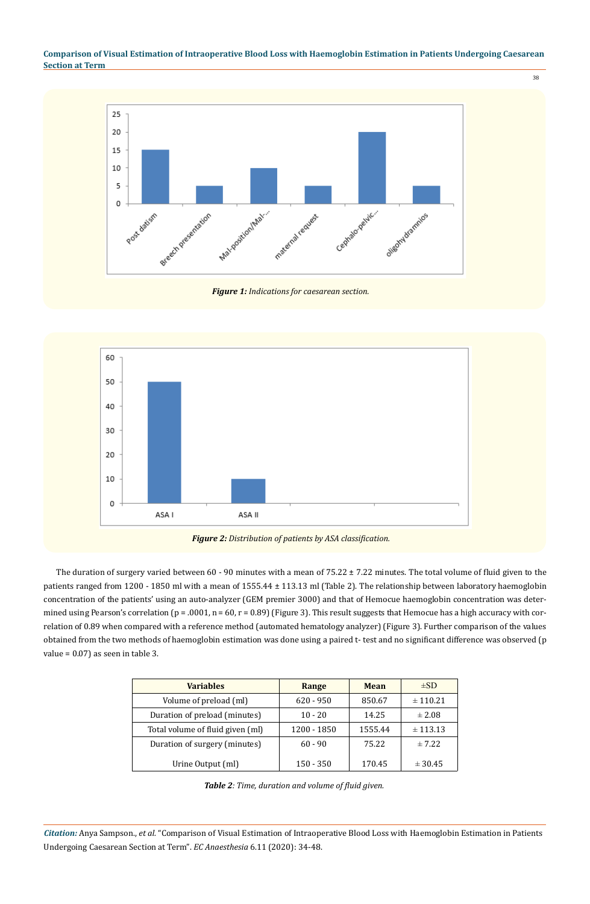Figure 1: Indications for caesarean section.

Figure 2: Distribution of patients by ASA classification.

The duration of surgery varied between 60 - 90 minutes with a mean of 75.22 ± 7.22 minutes. The total volume of fluid given to the patients ranged from 1200 - 1850 ml with a mean of 1555.44 ± 113.13 ml (Table 2). The relationship between laboratory haemoglobin concentration of the patients' using an auto-analyzer (GEM premier 3000) and that of Hemocue haemoglobin concentration was determined using Pearson's correlation (p = .0001, n = 60, r = 0.89) (Figure 3). This result suggests that Hemocue has a high accuracy with correlation of 0.89 when compared with a reference method (automated hematology analyzer) (Figure 3). Further comparison of the values obtained from the two methods of haemoglobin estimation was done using a paired t- test and no significant difference was observed (p value = 0.07) as seen in table 3.

| Variables | Range | Mean | ±SD |
|---|---|---|---|
| Volume of preload (ml) | 620 - 950 | 850.67 | ± 110.21 |
| Duration of preload (minutes) | 10 - 20 | 14.25 | ± 2.08 |
| Total volume of fluid given (ml) | 1200 - 1850 | 1555.44 | ± 113.13 |
| Duration of surgery (minutes) | 60 - 90 | 75.22 | ± 7.22 |
| Urine Output (ml) | 150 - 350 | 170.45 | ± 30.45 |

**Table 2**: *Time, duration and volume of fluid given.*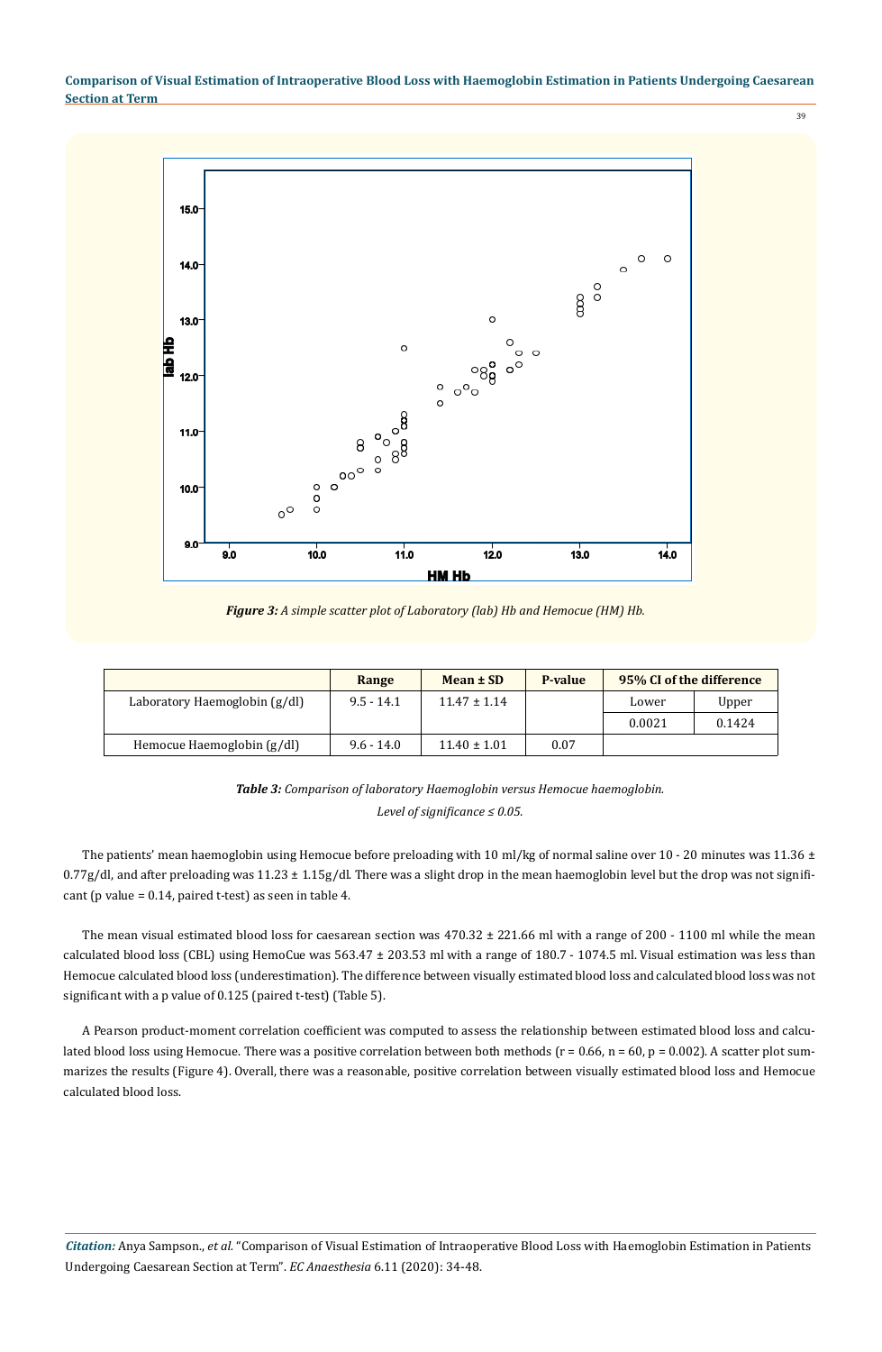*Figure 3: A simple scatter plot of Laboratory (lab) Hb and Hemocue (HM) Hb.*

| | Range | Mean ± SD | P-value | 95% CI of the difference | |
|---|---|---|---|---|---|
| | | | | Lower | Upper |
| Laboratory Haemoglobin (g/dl) | 9.5 - 14.1 | 11.47 ± 1.14 | | 0.0021 | 0.1424 |
| Hemocue Haemoglobin (g/dl) | 9.6 - 14.0 | 11.40 ± 1.01 | 0.07 | | |

*Table 3: Comparison of laboratory Haemoglobin versus Hemocue haemoglobin.*
*Level of significance ≤ 0.05.*

The patients' mean haemoglobin using Hemocue before preloading with 10 ml/kg of normal saline over 10 - 20 minutes was 11.36 ± 0.77g/dl, and after preloading was 11.23 ± 1.15g/dl. There was a slight drop in the mean haemoglobin level but the drop was not significant (p value = 0.14, paired t-test) as seen in table 4.

The mean visual estimated blood loss for caesarean section was 470.32 ± 221.66 ml with a range of 200 - 1100 ml while the mean calculated blood loss (CBL) using HemoCue was 563.47 ± 203.53 ml with a range of 180.7 - 1074.5 ml. Visual estimation was less than Hemocue calculated blood loss (underestimation). The difference between visually estimated blood loss and calculated blood loss was not significant with a p value of 0.125 (paired t-test) (Table 5).

A Pearson product-moment correlation coefficient was computed to assess the relationship between estimated blood loss and calculated blood loss using Hemocue. There was a positive correlation between both methods ($r = 0.66$, $n = 60$, $p = 0.002$). A scatter plot summarizes the results (Figure 4). Overall, there was a reasonable, positive correlation between visually estimated blood loss and Hemocue calculated blood loss.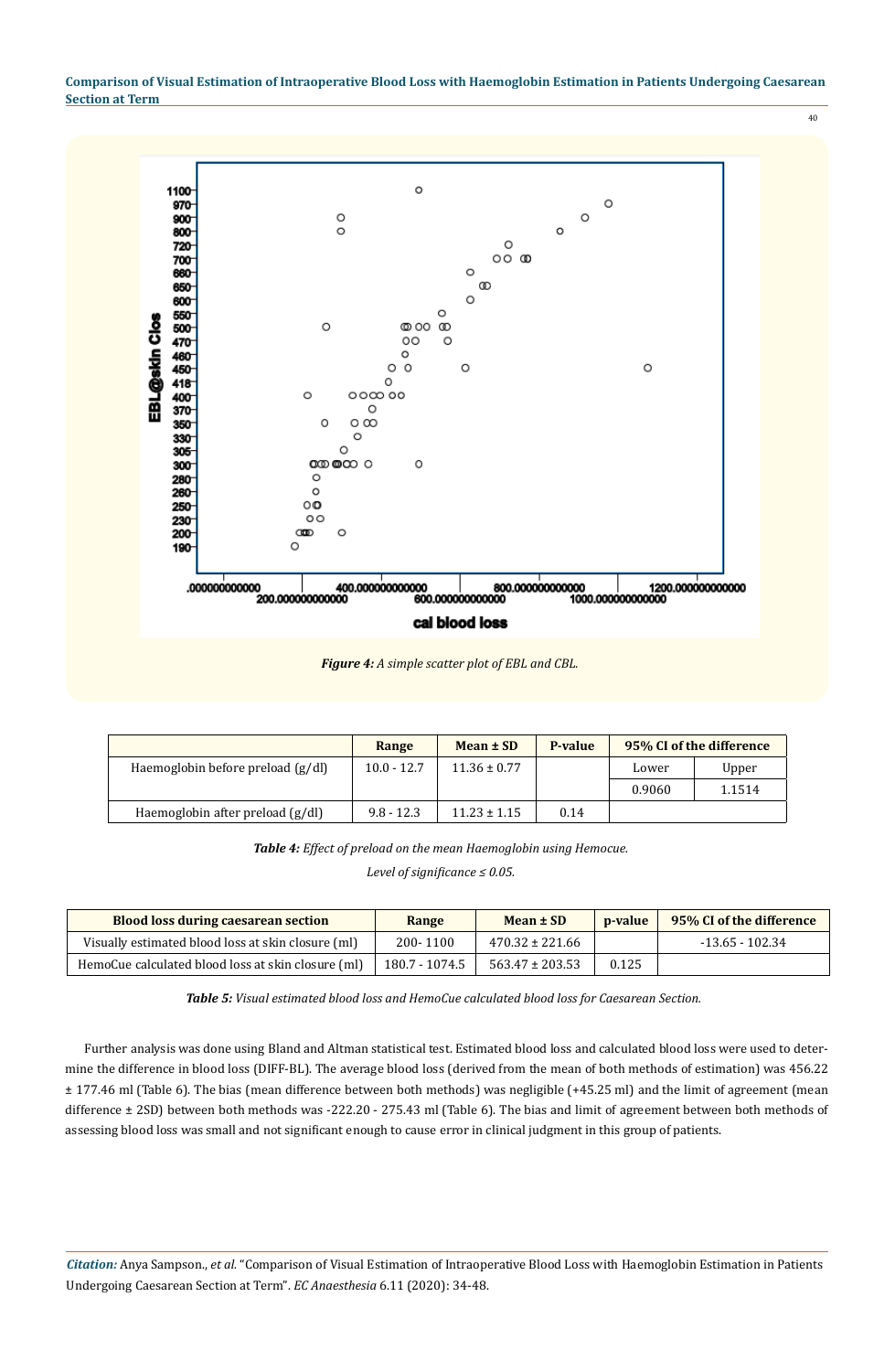*Figure 4: A simple scatter plot of EBL and CBL.*

| | Range | Mean ± SD | P-value | 95% CI of the difference | |
|---|---|---|---|---|---|
| Haemoglobin before preload (g/dl) | 10.0 - 12.7 | 11.36 ± 0.77 | | Lower | Upper |
| | | | | 0.9060 | 1.1514 |
| Haemoglobin after preload (g/dl) | 9.8 - 12.3 | 11.23 ± 1.15 | 0.14 | | |

*Table 4: Effect of preload on the mean Haemoglobin using Hemocue.*

*Level of significance ≤ 0.05.*

| Blood loss during caesarean section | Range | Mean ± SD | p-value | 95% CI of the difference |
|---|---|---|---|---|
| Visually estimated blood loss at skin closure (ml) | 200- 1100 | 470.32 ± 221.66 | | -13.65 - 102.34 |
| HemoCue calculated blood loss at skin closure (ml) | 180.7 - 1074.5 | 563.47 ± 203.53 | 0.125 | |

*Table 5: Visual estimated blood loss and HemoCue calculated blood loss for Caesarean Section.*

Further analysis was done using Bland and Altman statistical test. Estimated blood loss and calculated blood loss were used to determine the difference in blood loss (DIFF-BL). The average blood loss (derived from the mean of both methods of estimation) was 456.22 ± 177.46 ml (Table 6). The bias (mean difference between both methods) was negligible (+45.25 ml) and the limit of agreement (mean difference ± 2SD) between both methods was -222.20 - 275.43 ml (Table 6). The bias and limit of agreement between both methods of assessing blood loss was small and not significant enough to cause error in clinical judgment in this group of patients.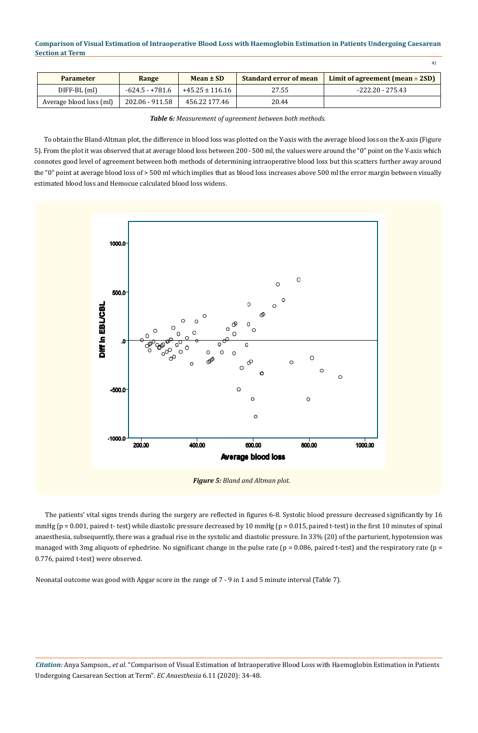| Parameter | Range | Mean ± SD | Standard error of mean | Limit of agreement (mean ± 2SD) |
|---|---|---|---|---|
| DIFF-BL (ml) | -624.5 - +781.6 | +45.25 ± 116.16 | 27.55 | -222.20 - 275.43 |
| Average blood loss (ml) | 202.06 - 911.58 | 456.22 177.46 | 20.44 | |

***Table 6:*** *Measurement of agreement between both methods.*

To obtain the Bland-Altman plot, the difference in blood loss was plotted on the Y-axis with the average blood loss on the X-axis (Figure 5). From the plot it was observed that at average blood loss between 200 - 500 ml, the values were around the "0" point on the Y-axis which connotes good level of agreement between both methods of determining intraoperative blood loss but this scatters further away around the "0" point at average blood loss of > 500 ml which implies that as blood loss increases above 500 ml the error margin between visually estimated blood loss and Hemocue calculated blood loss widens.

***Figure 5:*** *Bland and Altman plot.*

The patients' vital signs trends during the surgery are reflected in figures 6-8. Systolic blood pressure decreased significantly by 16 mmHg (p = 0.001, paired t- test) while diastolic pressure decreased by 10 mmHg (p = 0.015, paired t-test) in the first 10 minutes of spinal anaesthesia, subsequently, there was a gradual rise in the systolic and diastolic pressure. In 33% (20) of the parturient, hypotension was managed with 3mg aliquots of ephedrine. No significant change in the pulse rate (p = 0.086, paired t-test) and the respiratory rate (p = 0.776, paired t-test) were observed.

Neonatal outcome was good with Apgar score in the range of 7 - 9 in 1 and 5 minute interval (Table 7).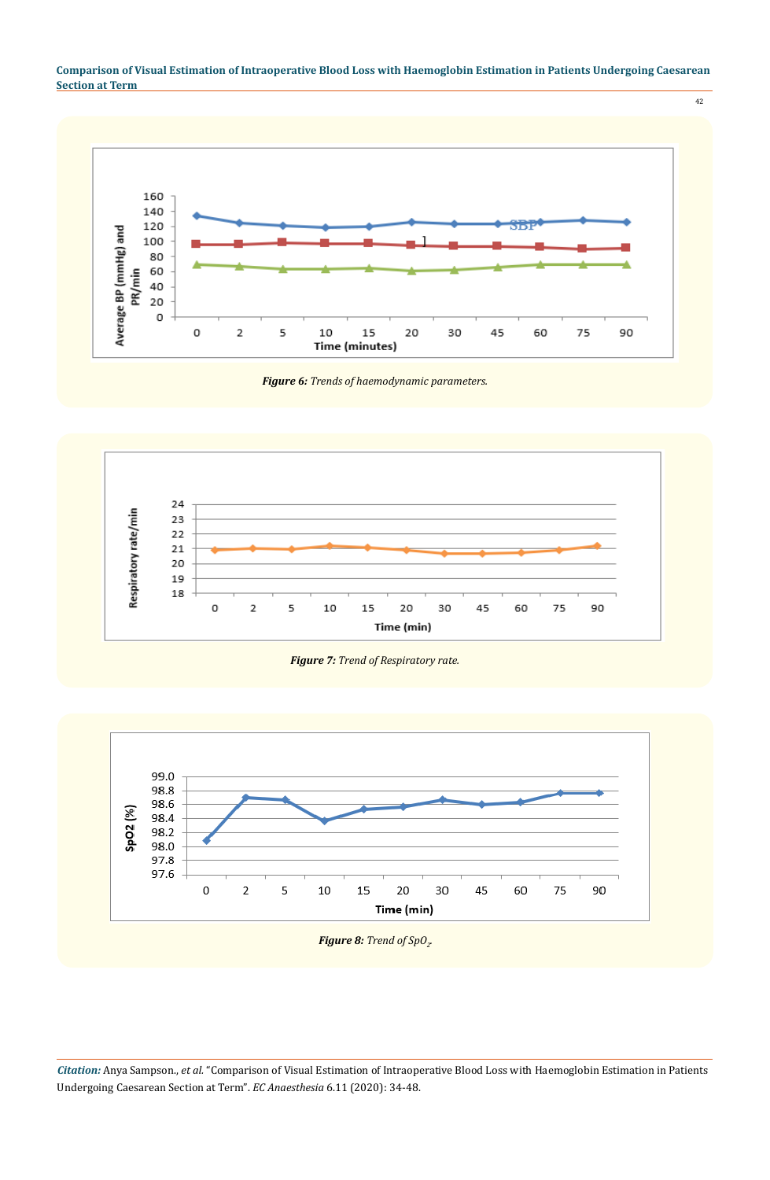**Figure 6:** *Trends of haemodynamic parameters.*

**Figure 7:** *Trend of Respiratory rate.*

**Figure 8:** *Trend of* $SpO_2$.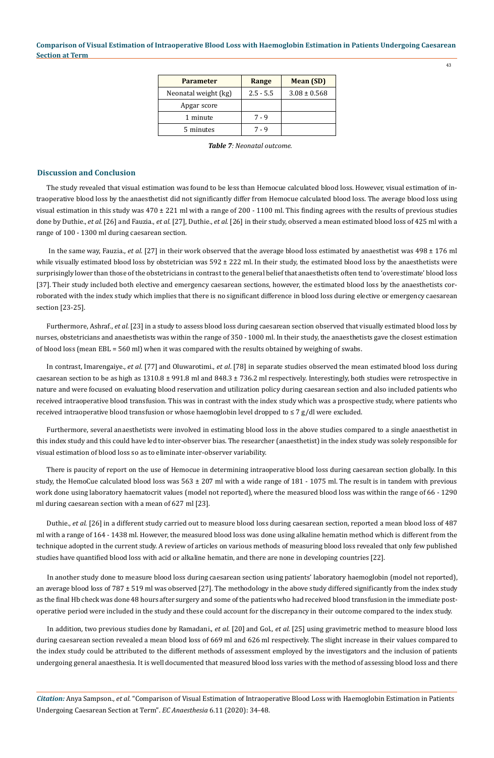| Parameter | Range | Mean (SD) |
|---|---|---|
| Neonatal weight (kg) | 2.5 - 5.5 | 3.08 ± 0.568 |
| Apgar score | | |
| 1 minute | 7 - 9 | |
| 5 minutes | 7 - 9 | |

***Table 7**: Neonatal outcome.*

## Discussion and Conclusion

The study revealed that visual estimation was found to be less than Hemocue calculated blood loss. However, visual estimation of intraoperative blood loss by the anaesthetist did not significantly differ from Hemocue calculated blood loss. The average blood loss using visual estimation in this study was 470 ± 221 ml with a range of 200 - 1100 ml. This finding agrees with the results of previous studies done by Duthie., *et al.* [26] and Fauzia., *et al.* [27], Duthie., *et al.* [26] in their study, observed a mean estimated blood loss of 425 ml with a range of 100 - 1300 ml during caesarean section.

In the same way, Fauzia., *et al.* [27] in their work observed that the average blood loss estimated by anaesthetist was 498 ± 176 ml while visually estimated blood loss by obstetrician was 592 ± 222 ml. In their study, the estimated blood loss by the anaesthetists were surprisingly lower than those of the obstetricians in contrast to the general belief that anaesthetists often tend to 'overestimate' blood loss [37]. Their study included both elective and emergency caesarean sections, however, the estimated blood loss by the anaesthetists corroborated with the index study which implies that there is no significant difference in blood loss during elective or emergency caesarean section [23-25].

Furthermore, Ashraf., *et al.* [23] in a study to assess blood loss during caesarean section observed that visually estimated blood loss by nurses, obstetricians and anaesthetists was within the range of 350 - 1000 ml. In their study, the anaesthetists gave the closest estimation of blood loss (mean EBL = 560 ml) when it was compared with the results obtained by weighing of swabs.

In contrast, Imarengaiye., *et al.* [77] and Oluwarotimi., *et al.* [78] in separate studies observed the mean estimated blood loss during caesarean section to be as high as 1310.8 ± 991.8 ml and 848.3 ± 736.2 ml respectively. Interestingly, both studies were retrospective in nature and were focused on evaluating blood reservation and utilization policy during caesarean section and also included patients who received intraoperative blood transfusion. This was in contrast with the index study which was a prospective study, where patients who received intraoperative blood transfusion or whose haemoglobin level dropped to ≤ 7 g/dl were excluded.

Furthermore, several anaesthetists were involved in estimating blood loss in the above studies compared to a single anaesthetist in this index study and this could have led to inter-observer bias. The researcher (anaesthetist) in the index study was solely responsible for visual estimation of blood loss so as to eliminate inter-observer variability.

There is paucity of report on the use of Hemocue in determining intraoperative blood loss during caesarean section globally. In this study, the HemoCue calculated blood loss was 563 ± 207 ml with a wide range of 181 - 1075 ml. The result is in tandem with previous work done using laboratory haematocrit values (model not reported), where the measured blood loss was within the range of 66 - 1290 ml during caesarean section with a mean of 627 ml [23].

Duthie., *et al.* [26] in a different study carried out to measure blood loss during caesarean section, reported a mean blood loss of 487 ml with a range of 164 - 1438 ml. However, the measured blood loss was done using alkaline hematin method which is different from the technique adopted in the current study. A review of articles on various methods of measuring blood loss revealed that only few published studies have quantified blood loss with acid or alkaline hematin, and there are none in developing countries [22].

In another study done to measure blood loss during caesarean section using patients' laboratory haemoglobin (model not reported), an average blood loss of 787 ± 519 ml was observed [27]. The methodology in the above study differed significantly from the index study as the final Hb check was done 48 hours after surgery and some of the patients who had received blood transfusion in the immediate post-operative period were included in the study and these could account for the discrepancy in their outcome compared to the index study.

In addition, two previous studies done by Ramadani., *et al.* [20] and Gol., *et al.* [25] using gravimetric method to measure blood loss during caesarean section revealed a mean blood loss of 669 ml and 626 ml respectively. The slight increase in their values compared to the index study could be attributed to the different methods of assessment employed by the investigators and the inclusion of patients undergoing general anaesthesia. It is well documented that measured blood loss varies with the method of assessing blood loss and there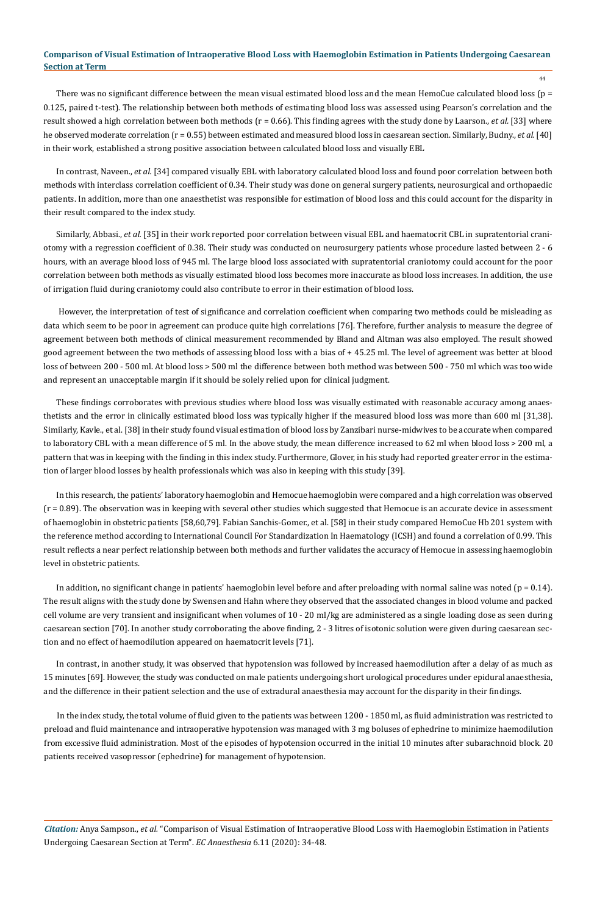There was no significant difference between the mean visual estimated blood loss and the mean HemoCue calculated blood loss ($p = 0.125$, paired t-test). The relationship between both methods of estimating blood loss was assessed using Pearson's correlation and the result showed a high correlation between both methods ($r = 0.66$). This finding agrees with the study done by Laarson., *et al.* [33] where he observed moderate correlation ($r = 0.55$) between estimated and measured blood loss in caesarean section. Similarly, Budny., *et al.* [40] in their work, established a strong positive association between calculated blood loss and visually EBL

In contrast, Naveen., *et al.* [34] compared visually EBL with laboratory calculated blood loss and found poor correlation between both methods with interclass correlation coefficient of 0.34. Their study was done on general surgery patients, neurosurgical and orthopaedic patients. In addition, more than one anaesthetist was responsible for estimation of blood loss and this could account for the disparity in their result compared to the index study.

Similarly, Abbasi., *et al.* [35] in their work reported poor correlation between visual EBL and haematocrit CBL in supratentorial craniotomy with a regression coefficient of 0.38. Their study was conducted on neurosurgery patients whose procedure lasted between 2 - 6 hours, with an average blood loss of 945 ml. The large blood loss associated with supratentorial craniotomy could account for the poor correlation between both methods as visually estimated blood loss becomes more inaccurate as blood loss increases. In addition, the use of irrigation fluid during craniotomy could also contribute to error in their estimation of blood loss.

However, the interpretation of test of significance and correlation coefficient when comparing two methods could be misleading as data which seem to be poor in agreement can produce quite high correlations [76]. Therefore, further analysis to measure the degree of agreement between both methods of clinical measurement recommended by Bland and Altman was also employed. The result showed good agreement between the two methods of assessing blood loss with a bias of + 45.25 ml. The level of agreement was better at blood loss of between 200 - 500 ml. At blood loss > 500 ml the difference between both method was between 500 - 750 ml which was too wide and represent an unacceptable margin if it should be solely relied upon for clinical judgment.

These findings corroborates with previous studies where blood loss was visually estimated with reasonable accuracy among anaesthetists and the error in clinically estimated blood loss was typically higher if the measured blood loss was more than 600 ml [31,38]. Similarly, Kavle., et al. [38] in their study found visual estimation of blood loss by Zanzibari nurse-midwives to be accurate when compared to laboratory CBL with a mean difference of 5 ml. In the above study, the mean difference increased to 62 ml when blood loss > 200 ml, a pattern that was in keeping with the finding in this index study. Furthermore, Glover, in his study had reported greater error in the estimation of larger blood losses by health professionals which was also in keeping with this study [39].

In this research, the patients' laboratory haemoglobin and Hemocue haemoglobin were compared and a high correlation was observed ($r = 0.89$). The observation was in keeping with several other studies which suggested that Hemocue is an accurate device in assessment of haemoglobin in obstetric patients [58,60,79]. Fabian Sanchis-Gomer., et al. [58] in their study compared HemoCue Hb 201 system with the reference method according to International Council For Standardization In Haematology (ICSH) and found a correlation of 0.99. This result reflects a near perfect relationship between both methods and further validates the accuracy of Hemocue in assessing haemoglobin level in obstetric patients.

In addition, no significant change in patients' haemoglobin level before and after preloading with normal saline was noted ($p = 0.14$). The result aligns with the study done by Swensen and Hahn where they observed that the associated changes in blood volume and packed cell volume are very transient and insignificant when volumes of 10 - 20 ml/kg are administered as a single loading dose as seen during caesarean section [70]. In another study corroborating the above finding, 2 - 3 litres of isotonic solution were given during caesarean section and no effect of haemodilution appeared on haematocrit levels [71].

In contrast, in another study, it was observed that hypotension was followed by increased haemodilution after a delay of as much as 15 minutes [69]. However, the study was conducted on male patients undergoing short urological procedures under epidural anaesthesia, and the difference in their patient selection and the use of extradural anaesthesia may account for the disparity in their findings.

In the index study, the total volume of fluid given to the patients was between 1200 - 1850 ml, as fluid administration was restricted to preload and fluid maintenance and intraoperative hypotension was managed with 3 mg boluses of ephedrine to minimize haemodilution from excessive fluid administration. Most of the episodes of hypotension occurred in the initial 10 minutes after subarachnoid block. 20 patients received vasopressor (ephedrine) for management of hypotension.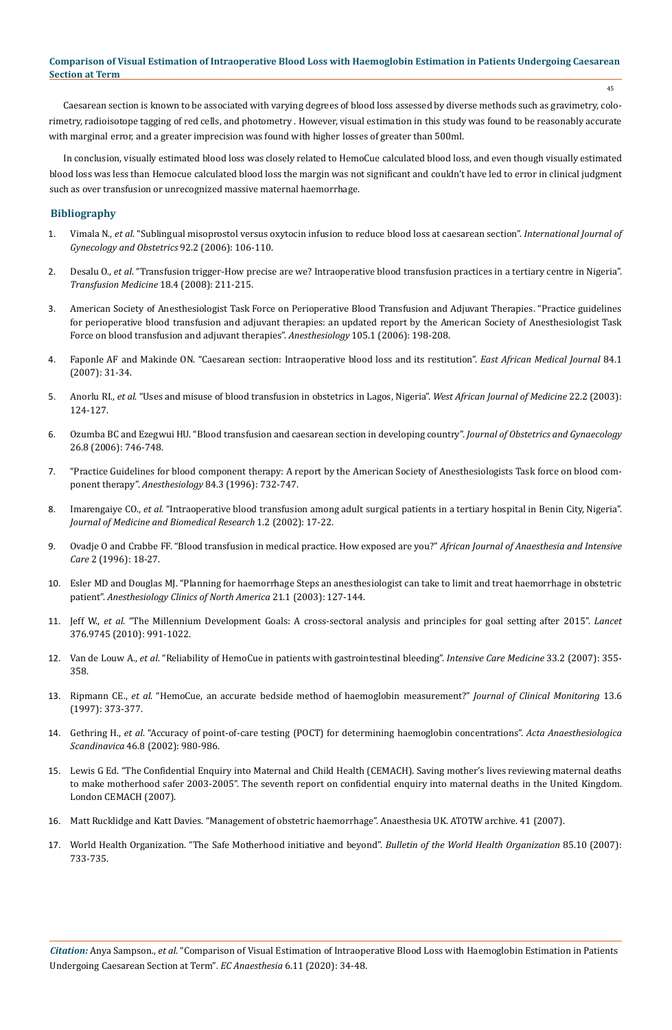Caesarean section is known to be associated with varying degrees of blood loss assessed by diverse methods such as gravimetry, colorimetry, radioisotope tagging of red cells, and photometry . However, visual estimation in this study was found to be reasonably accurate with marginal error, and a greater imprecision was found with higher losses of greater than 500ml.

In conclusion, visually estimated blood loss was closely related to HemoCue calculated blood loss, and even though visually estimated blood loss was less than Hemocue calculated blood loss the margin was not significant and couldn't have led to error in clinical judgment such as over transfusion or unrecognized massive maternal haemorrhage.

## Bibliography

1. Vimala N., *et al*. "Sublingual misoprostol versus oxytocin infusion to reduce blood loss at caesarean section". *International Journal of Gynecology and Obstetrics* 92.2 (2006): 106-110.
2. Desalu O., *et al*. "Transfusion trigger-How precise are we? Intraoperative blood transfusion practices in a tertiary centre in Nigeria". *Transfusion Medicine* 18.4 (2008): 211-215.
3. American Society of Anesthesiologist Task Force on Perioperative Blood Transfusion and Adjuvant Therapies. "Practice guidelines for perioperative blood transfusion and adjuvant therapies: an updated report by the American Society of Anesthesiologist Task Force on blood transfusion and adjuvant therapies". *Anesthesiology* 105.1 (2006): 198-208.
4. Faponle AF and Makinde ON. "Caesarean section: Intraoperative blood loss and its restitution". *East African Medical Journal* 84.1 (2007): 31-34.
5. Anorlu RI., *et al*. "Uses and misuse of blood transfusion in obstetrics in Lagos, Nigeria". *West African Journal of Medicine* 22.2 (2003): 124-127.
6. Ozumba BC and Ezegwui HU. "Blood transfusion and caesarean section in developing country". *Journal of Obstetrics and Gynaecology* 26.8 (2006): 746-748.
7. "Practice Guidelines for blood component therapy: A report by the American Society of Anesthesiologists Task force on blood component therapy". *Anesthesiology* 84.3 (1996): 732-747.
8. Imarengaiye CO., *et al*. "Intraoperative blood transfusion among adult surgical patients in a tertiary hospital in Benin City, Nigeria". *Journal of Medicine and Biomedical Research* 1.2 (2002): 17-22.
9. Ovadje O and Crabbe FF. "Blood transfusion in medical practice. How exposed are you?" *African Journal of Anaesthesia and Intensive Care* 2 (1996): 18-27.
10. Esler MD and Douglas MJ. "Planning for haemorrhage Steps an anesthesiologist can take to limit and treat haemorrhage in obstetric patient". *Anesthesiology Clinics of North America* 21.1 (2003): 127-144.
11. Jeff W., *et al*. "The Millennium Development Goals: A cross-sectoral analysis and principles for goal setting after 2015". *Lancet* 376.9745 (2010): 991-1022.
12. Van de Louw A., *et al*. "Reliability of HemoCue in patients with gastrointestinal bleeding". *Intensive Care Medicine* 33.2 (2007): 355-358.
13. Ripmann CE., *et al*. "HemoCue, an accurate bedside method of haemoglobin measurement?" *Journal of Clinical Monitoring* 13.6 (1997): 373-377.
14. Gethring H., *et al*. "Accuracy of point-of-care testing (POCT) for determining haemoglobin concentrations". *Acta Anaesthesiologica Scandinavica* 46.8 (2002): 980-986.
15. Lewis G Ed. "The Confidential Enquiry into Maternal and Child Health (CEMACH). Saving mother's lives reviewing maternal deaths to make motherhood safer 2003-2005". The seventh report on confidential enquiry into maternal deaths in the United Kingdom. London CEMACH (2007).
16. Matt Rucklidge and Katt Davies. "Management of obstetric haemorrhage". Anaesthesia UK. ATOTW archive. 41 (2007).
17. World Health Organization. "The Safe Motherhood initiative and beyond". *Bulletin of the World Health Organization* 85.10 (2007): 733-735.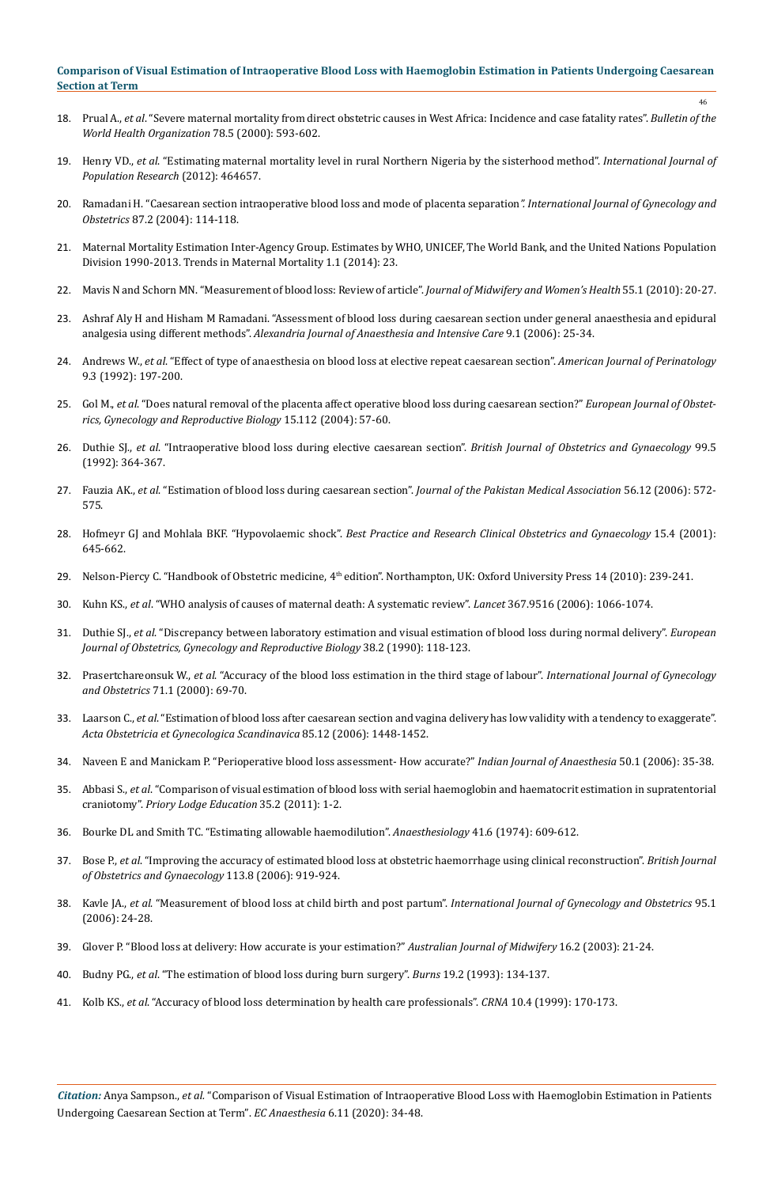18. Prual A., *et al*. "Severe maternal mortality from direct obstetric causes in West Africa: Incidence and case fatality rates". *Bulletin of the World Health Organization* 78.5 (2000): 593-602.
19. Henry VD., *et al*. "Estimating maternal mortality level in rural Northern Nigeria by the sisterhood method". *International Journal of Population Research* (2012): 464657.
20. Ramadani H. "Caesarean section intraoperative blood loss and mode of placenta separation*". International Journal of Gynecology and Obstetrics* 87.2 (2004): 114-118.
21. Maternal Mortality Estimation Inter-Agency Group. Estimates by WHO, UNICEF, The World Bank, and the United Nations Population Division 1990-2013. Trends in Maternal Mortality 1.1 (2014): 23.
22. Mavis N and Schorn MN. "Measurement of blood loss: Review of article". *Journal of Midwifery and Women's Health* 55.1 (2010): 20-27.
23. Ashraf Aly H and Hisham M Ramadani. "Assessment of blood loss during caesarean section under general anaesthesia and epidural analgesia using different methods". *Alexandria Journal of Anaesthesia and Intensive Care* 9.1 (2006): 25-34.
24. Andrews W., *et al*. "Effect of type of anaesthesia on blood loss at elective repeat caesarean section". *American Journal of Perinatology* 9.3 (1992): 197-200.
25. Gol M., *et al*. "Does natural removal of the placenta affect operative blood loss during caesarean section?" *European Journal of Obstetrics, Gynecology and Reproductive Biology* 15.112 (2004): 57-60.
26. Duthie SJ., *et al*. "Intraoperative blood loss during elective caesarean section". *British Journal of Obstetrics and Gynaecology* 99.5 (1992): 364-367.
27. Fauzia AK., *et al*. "Estimation of blood loss during caesarean section". *Journal of the Pakistan Medical Association* 56.12 (2006): 572-575.
28. Hofmeyr GJ and Mohlala BKF. "Hypovolaemic shock". *Best Practice and Research Clinical Obstetrics and Gynaecology* 15.4 (2001): 645-662.
29. Nelson-Piercy C. "Handbook of Obstetric medicine, 4th edition". Northampton, UK: Oxford University Press 14 (2010): 239-241.
30. Kuhn KS., *et al*. "WHO analysis of causes of maternal death: A systematic review". *Lancet* 367.9516 (2006): 1066-1074.
31. Duthie SJ., *et al*. "Discrepancy between laboratory estimation and visual estimation of blood loss during normal delivery". *European Journal of Obstetrics, Gynecology and Reproductive Biology* 38.2 (1990): 118-123.
32. Prasertchareonsuk W., *et al*. "Accuracy of the blood loss estimation in the third stage of labour". *International Journal of Gynecology and Obstetrics* 71.1 (2000): 69-70.
33. Laarson C., *et al*. "Estimation of blood loss after caesarean section and vagina delivery has low validity with a tendency to exaggerate". *Acta Obstetricia et Gynecologica Scandinavica* 85.12 (2006): 1448-1452.
34. Naveen E and Manickam P. "Perioperative blood loss assessment- How accurate?" *Indian Journal of Anaesthesia* 50.1 (2006): 35-38.
35. Abbasi S., *et al*. "Comparison of visual estimation of blood loss with serial haemoglobin and haematocrit estimation in supratentorial craniotomy". *Priory Lodge Education* 35.2 (2011): 1-2.
36. Bourke DL and Smith TC. "Estimating allowable haemodilution". *Anaesthesiology* 41.6 (1974): 609-612.
37. Bose P., *et al*. "Improving the accuracy of estimated blood loss at obstetric haemorrhage using clinical reconstruction". *British Journal of Obstetrics and Gynaecology* 113.8 (2006): 919-924.
38. Kavle JA., *et al.* "Measurement of blood loss at child birth and post partum". *International Journal of Gynecology and Obstetrics* 95.1 (2006): 24-28.
39. Glover P. "Blood loss at delivery: How accurate is your estimation?" *Australian Journal of Midwifery* 16.2 (2003): 21-24.
40. Budny PG., *et al*. "The estimation of blood loss during burn surgery". *Burns* 19.2 (1993): 134-137.
41. Kolb KS., *et al*. "Accuracy of blood loss determination by health care professionals". *CRNA* 10.4 (1999): 170-173.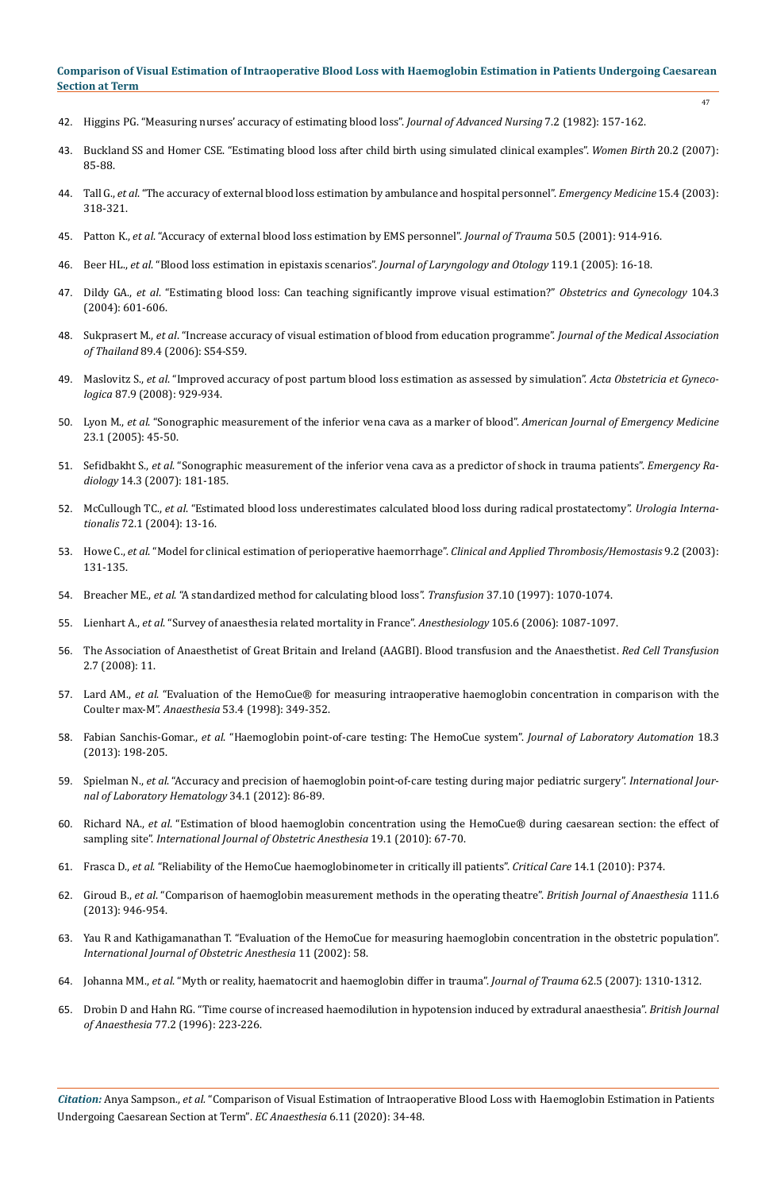42. Higgins PG. "Measuring nurses' accuracy of estimating blood loss". *Journal of Advanced Nursing* 7.2 (1982): 157-162.

43. Buckland SS and Homer CSE. "Estimating blood loss after child birth using simulated clinical examples". *Women Birth* 20.2 (2007): 85-88.

44. Tall G., *et al*. "The accuracy of external blood loss estimation by ambulance and hospital personnel". *Emergency Medicine* 15.4 (2003): 318-321.

45. Patton K., *et al*. "Accuracy of external blood loss estimation by EMS personnel". *Journal of Trauma* 50.5 (2001): 914-916.

46. Beer HL., *et al*. "Blood loss estimation in epistaxis scenarios". *Journal of Laryngology and Otology* 119.1 (2005): 16-18.

47. Dildy GA., *et al*. "Estimating blood loss: Can teaching significantly improve visual estimation?" *Obstetrics and Gynecology* 104.3 (2004): 601-606.

48. Sukprasert M., *et al*. "Increase accuracy of visual estimation of blood from education programme". *Journal of the Medical Association of Thailand* 89.4 (2006): S54-S59.

49. Maslovitz S., *et al*. "Improved accuracy of post partum blood loss estimation as assessed by simulation". *Acta Obstetricia et Gynecologica* 87.9 (2008): 929-934.

50. Lyon M., *et al*. "Sonographic measurement of the inferior vena cava as a marker of blood". *American Journal of Emergency Medicine* 23.1 (2005): 45-50.

51. Sefidbakht S., *et al*. "Sonographic measurement of the inferior vena cava as a predictor of shock in trauma patients". *Emergency Radiology* 14.3 (2007): 181-185.

52. McCullough TC., *et al*. "Estimated blood loss underestimates calculated blood loss during radical prostatectomy". *Urologia Internationalis* 72.1 (2004): 13-16.

53. Howe C., *et al*. "Model for clinical estimation of perioperative haemorrhage". *Clinical and Applied Thrombosis/Hemostasis* 9.2 (2003): 131-135.

54. Breacher ME., *et al*. "A standardized method for calculating blood loss". *Transfusion* 37.10 (1997): 1070-1074.

55. Lienhart A., *et al*. "Survey of anaesthesia related mortality in France". *Anesthesiology* 105.6 (2006): 1087-1097.

56. The Association of Anaesthetist of Great Britain and Ireland (AAGBI). Blood transfusion and the Anaesthetist. *Red Cell Transfusion* 2.7 (2008): 11.

57. Lard AM., *et al*. "Evaluation of the HemoCue® for measuring intraoperative haemoglobin concentration in comparison with the Coulter max-M". *Anaesthesia* 53.4 (1998): 349-352.

58. Fabian Sanchis-Gomar., *et al*. "Haemoglobin point-of-care testing: The HemoCue system". *Journal of Laboratory Automation* 18.3 (2013): 198-205.

59. Spielman N., *et al*. "Accuracy and precision of haemoglobin point-of-care testing during major pediatric surgery". *International Journal of Laboratory Hematology* 34.1 (2012): 86-89.

60. Richard NA., *et al*. "Estimation of blood haemoglobin concentration using the HemoCue® during caesarean section: the effect of sampling site". *International Journal of Obstetric Anesthesia* 19.1 (2010): 67-70.

61. Frasca D., *et al*. "Reliability of the HemoCue haemoglobinometer in critically ill patients". *Critical Care* 14.1 (2010): P374.

62. Giroud B., *et al*. "Comparison of haemoglobin measurement methods in the operating theatre". *British Journal of Anaesthesia* 111.6 (2013): 946-954.

63. Yau R and Kathigamanathan T. "Evaluation of the HemoCue for measuring haemoglobin concentration in the obstetric population". *International Journal of Obstetric Anesthesia* 11 (2002): 58.

64. Johanna MM., *et al*. "Myth or reality, haematocrit and haemoglobin differ in trauma". *Journal of Trauma* 62.5 (2007): 1310-1312.

65. Drobin D and Hahn RG. "Time course of increased haemodilution in hypotension induced by extradural anaesthesia". *British Journal of Anaesthesia* 77.2 (1996): 223-226.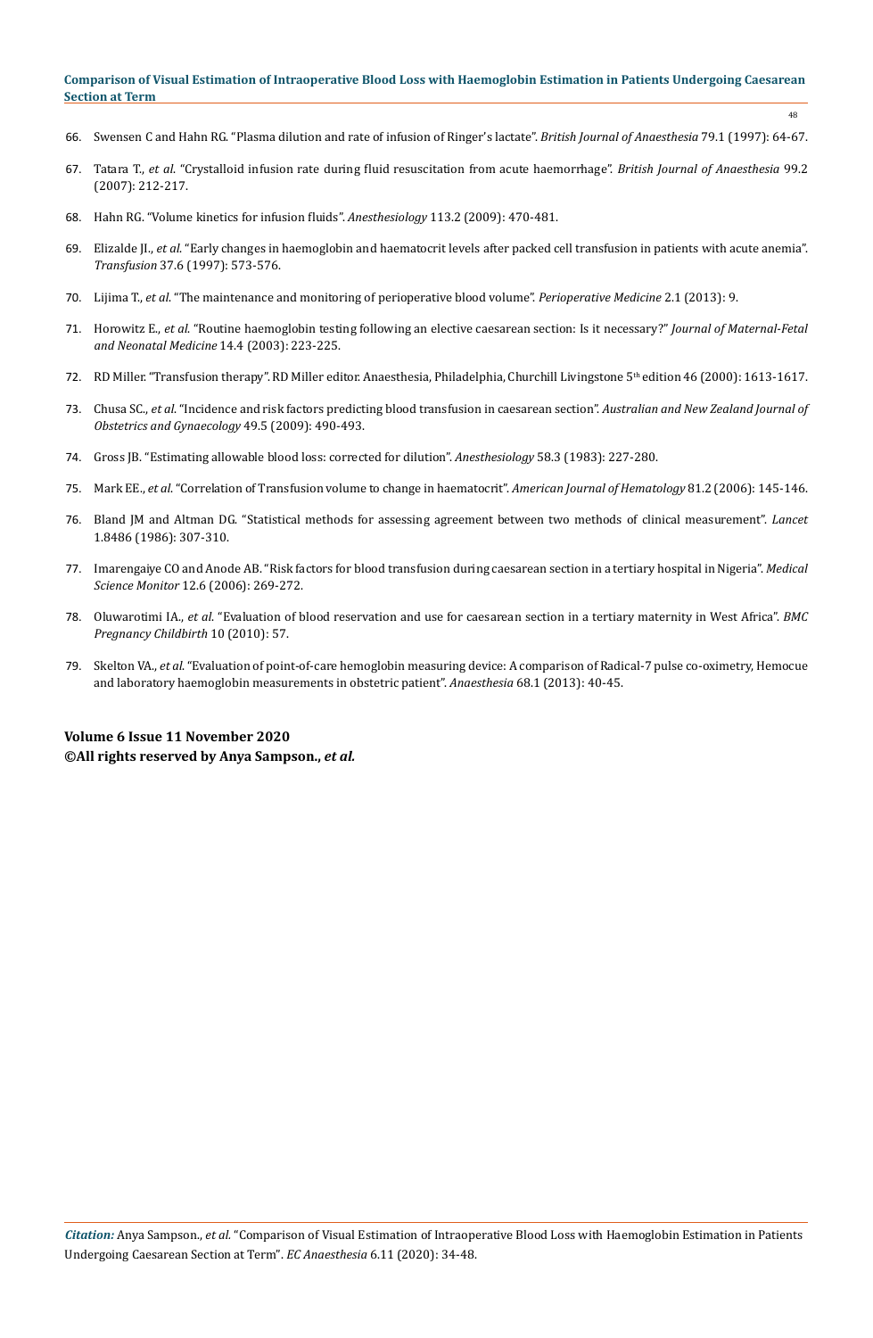66. Swensen C and Hahn RG. "Plasma dilution and rate of infusion of Ringer's lactate". *British Journal of Anaesthesia* 79.1 (1997): 64-67.
67. Tatara T., *et al*. "Crystalloid infusion rate during fluid resuscitation from acute haemorrhage". *British Journal of Anaesthesia* 99.2 (2007): 212-217.
68. Hahn RG. "Volume kinetics for infusion fluids". *Anesthesiology* 113.2 (2009): 470-481.
69. Elizalde JI., *et al*. "Early changes in haemoglobin and haematocrit levels after packed cell transfusion in patients with acute anemia". *Transfusion* 37.6 (1997): 573-576.
70. Lijima T., *et al*. "The maintenance and monitoring of perioperative blood volume". *Perioperative Medicine* 2.1 (2013): 9.
71. Horowitz E., *et al*. "Routine haemoglobin testing following an elective caesarean section: Is it necessary?" *Journal of Maternal-Fetal and Neonatal Medicine* 14.4 (2003): 223-225.
72. RD Miller. "Transfusion therapy". RD Miller editor. Anaesthesia, Philadelphia, Churchill Livingstone 5th edition 46 (2000): 1613-1617.
73. Chusa SC., *et al*. "Incidence and risk factors predicting blood transfusion in caesarean section". *Australian and New Zealand Journal of Obstetrics and Gynaecology* 49.5 (2009): 490-493.
74. Gross JB. "Estimating allowable blood loss: corrected for dilution". *Anesthesiology* 58.3 (1983): 227-280.
75. Mark EE., *et al*. "Correlation of Transfusion volume to change in haematocrit". *American Journal of Hematology* 81.2 (2006): 145-146.
76. Bland JM and Altman DG. "Statistical methods for assessing agreement between two methods of clinical measurement". *Lancet* 1.8486 (1986): 307-310.
77. Imarengaiye CO and Anode AB. "Risk factors for blood transfusion during caesarean section in a tertiary hospital in Nigeria". *Medical Science Monitor* 12.6 (2006): 269-272.
78. Oluwarotimi IA., *et al*. "Evaluation of blood reservation and use for caesarean section in a tertiary maternity in West Africa". *BMC Pregnancy Childbirth* 10 (2010): 57.
79. Skelton VA., *et al*. "Evaluation of point-of-care hemoglobin measuring device: A comparison of Radical-7 pulse co-oximetry, Hemocue and laboratory haemoglobin measurements in obstetric patient". *Anaesthesia* 68.1 (2013): 40-45.

**Volume 6 Issue 11 November 2020**
**©All rights reserved by Anya Sampson., *et al*.**